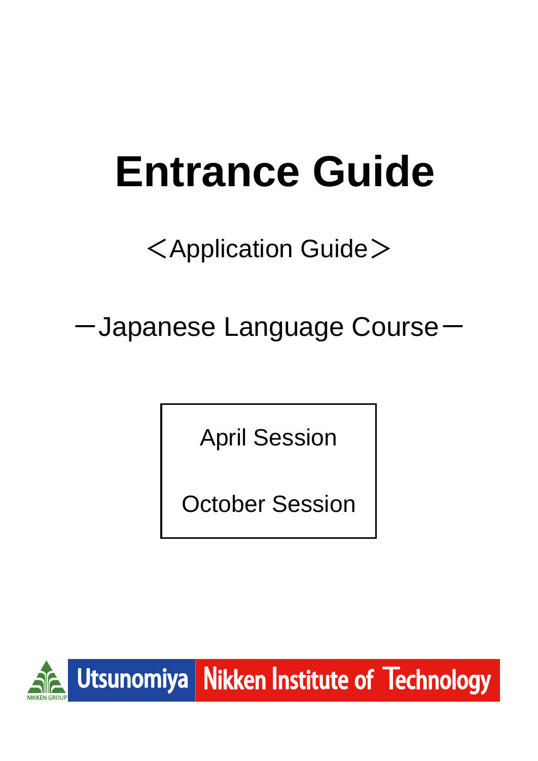# Entrance Guide

＜Application Guide＞

ーJapanese Language Courseー

April Session

October Session

NIKKEN GROUP Utsunomiya Nikken Institute of Technology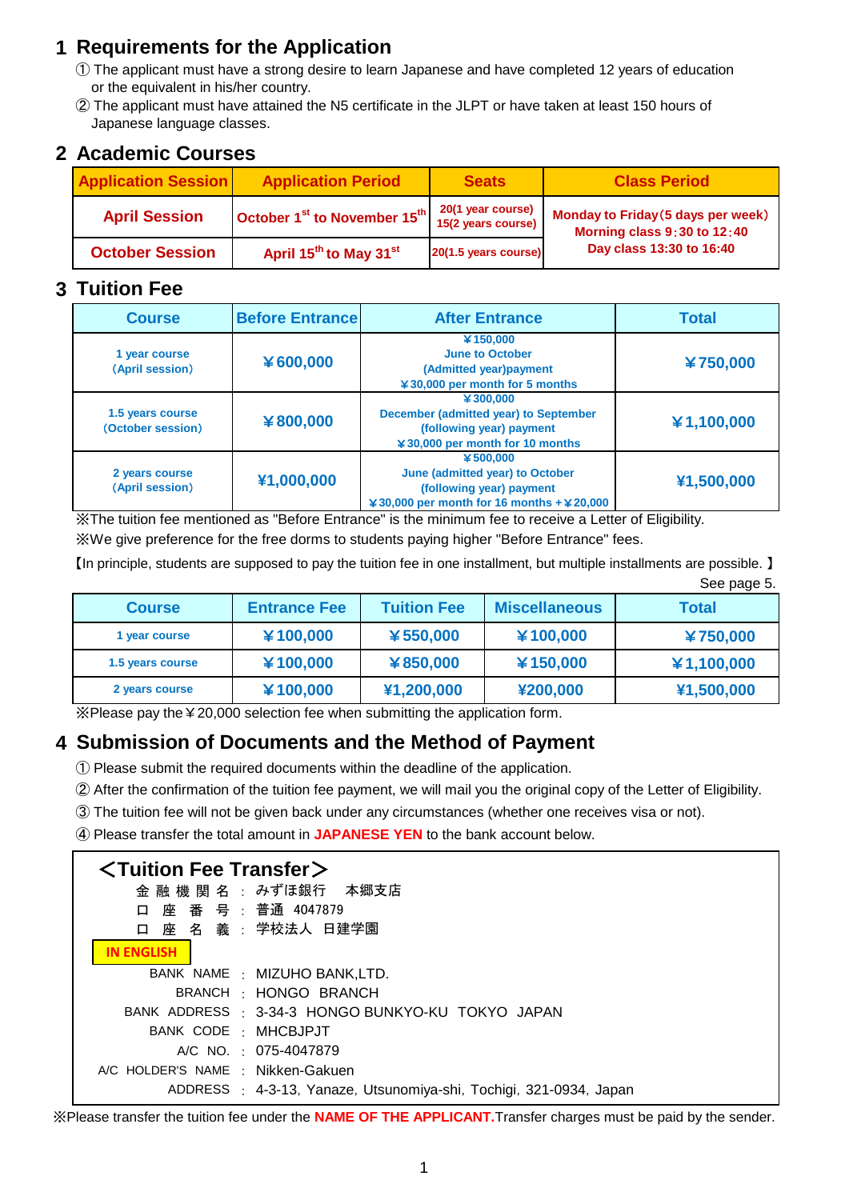## 1 Requirements for the Application

① The applicant must have a strong desire to learn Japanese and have completed 12 years of education or the equivalent in his/her country.

② The applicant must have attained the N5 certificate in the JLPT or have taken at least 150 hours of Japanese language classes.

## 2 Academic Courses

| Application Session | Application Period | Seats | Class Period |
|---|---|---|---|
| April Session | October 1st to November 15th | 20(1 year course) 15(2 years course) | Monday to Friday(5 days per week) Morning class 9:30 to 12:40 Day class 13:30 to 16:40 |
| October Session | April 15th to May 31st | 20(1.5 years course) | |

## 3 Tuition Fee

| Course | Before Entrance | After Entrance | Total |
|---|---|---|---|
| 1 year course (April session) | ¥600,000 | ¥150,000 June to October (Admitted year)payment ¥30,000 per month for 5 months | ¥750,000 |
| 1.5 years course (October session) | ¥800,000 | ¥300,000 December (admitted year) to September (following year) payment ¥30,000 per month for 10 months | ¥1,100,000 |
| 2 years course (April session) | ¥1,000,000 | ¥500,000 June (admitted year) to October (following year) payment ¥30,000 per month for 16 months + ¥20,000 | ¥1,500,000 |

※The tuition fee mentioned as "Before Entrance" is the minimum fee to receive a Letter of Eligibility.

※We give preference for the free dorms to students paying higher "Before Entrance" fees.

【In principle, students are supposed to pay the tuition fee in one installment, but multiple installments are possible. 】

See page 5.

| Course | Entrance Fee | Tuition Fee | Miscellaneous | Total |
|---|---|---|---|---|
| 1 year course | ¥100,000 | ¥550,000 | ¥100,000 | ¥750,000 |
| 1.5 years course | ¥100,000 | ¥850,000 | ¥150,000 | ¥1,100,000 |
| 2 years course | ¥100,000 | ¥1,200,000 | ¥200,000 | ¥1,500,000 |

※Please pay the ¥20,000 selection fee when submitting the application form.

## 4 Submission of Documents and the Method of Payment

① Please submit the required documents within the deadline of the application.

② After the confirmation of the tuition fee payment, we will mail you the original copy of the Letter of Eligibility.

③ The tuition fee will not be given back under any circumstances (whether one receives visa or not).

④ Please transfer the total amount in **JAPANESE YEN** to the bank account below.

### ＜Tuition Fee Transfer＞

金融機関名 ： みずほ銀行　本郷支店
口座番号 ： 普通 4047879
口座名義 ： 学校法人 日建学園

**IN ENGLISH**

BANK NAME ： MIZUHO BANK,LTD.
BRANCH ： HONGO BRANCH
BANK ADDRESS ： 3-34-3 HONGO BUNKYO-KU TOKYO JAPAN
BANK CODE ： MHCBJPJT
A/C NO. ： 075-4047879
A/C HOLDER'S NAME ： Nikken-Gakuen
ADDRESS ： 4-3-13, Yanaze, Utsunomiya-shi, Tochigi, 321-0934, Japan

※Please transfer the tuition fee under the **NAME OF THE APPLICANT.** Transfer charges must be paid by the sender.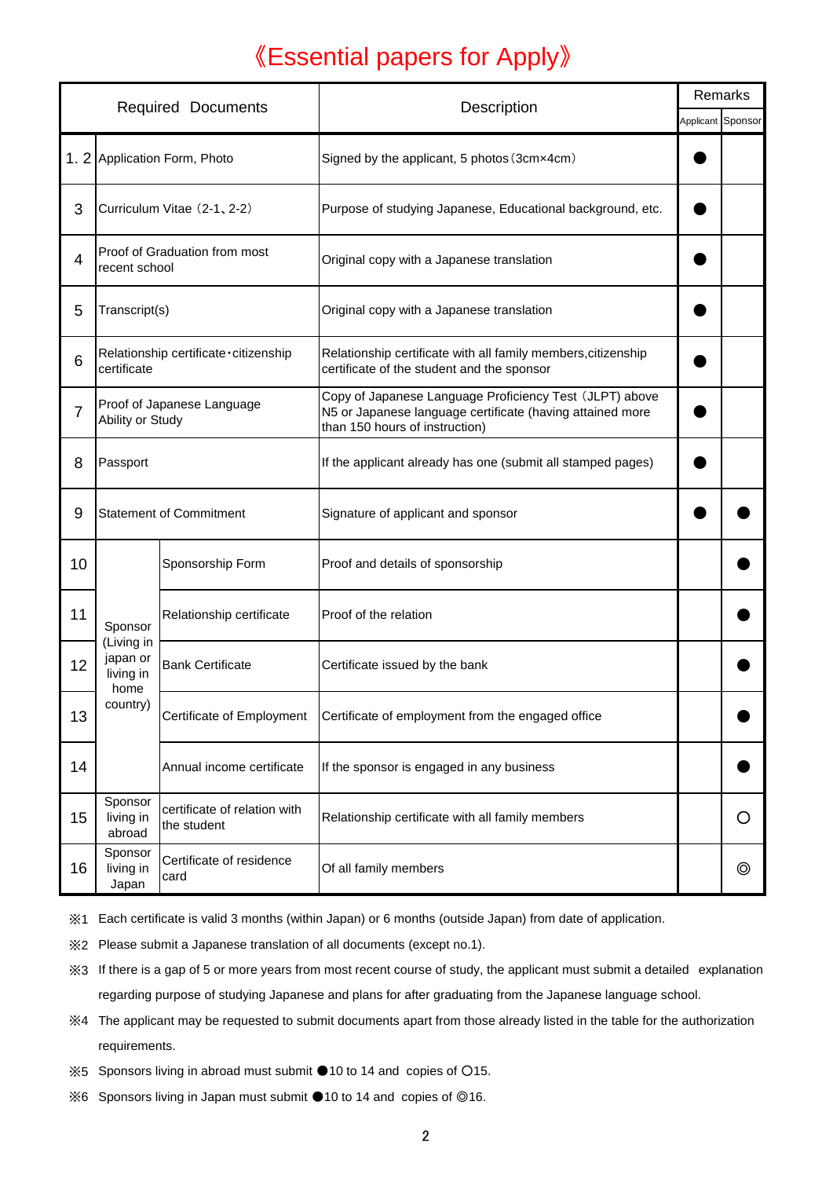# 《Essential papers for Apply》

| Required Documents | | | Description | Remarks | |
|---|---|---|---|---|---|
| | | | | Applicant | Sponsor |
| 1. 2 | Application Form, Photo | | Signed by the applicant, 5 photos（3cm×4cm） | ● | |
| 3 | Curriculum Vitae（2-1、2-2） | | Purpose of studying Japanese, Educational background, etc. | ● | |
| 4 | Proof of Graduation from most recent school | | Original copy with a Japanese translation | ● | |
| 5 | Transcript(s) | | Original copy with a Japanese translation | ● | |
| 6 | Relationship certificate･citizenship certificate | | Relationship certificate with all family members,citizenship certificate of the student and the sponsor | ● | |
| 7 | Proof of Japanese Language Ability or Study | | Copy of Japanese Language Proficiency Test（JLPT) above N5 or Japanese language certificate (having attained more than 150 hours of instruction) | ● | |
| 8 | Passport | | If the applicant already has one (submit all stamped pages) | ● | |
| 9 | Statement of Commitment | | Signature of applicant and sponsor | ● | ● |
| 10 | Sponsor (Living in japan or living in home country) | Sponsorship Form | Proof and details of sponsorship | | ● |
| 11 | | Relationship certificate | Proof of the relation | | ● |
| 12 | | Bank Certificate | Certificate issued by the bank | | ● |
| 13 | | Certificate of Employment | Certificate of employment from the engaged office | | ● |
| 14 | | Annual income certificate | If the sponsor is engaged in any business | | ● |
| 15 | Sponsor living in abroad | certificate of relation with the student | Relationship certificate with all family members | | ○ |
| 16 | Sponsor living in Japan | Certificate of residence card | Of all family members | | ◎ |

※1 Each certificate is valid 3 months (within Japan) or 6 months (outside Japan) from date of application.

※2 Please submit a Japanese translation of all documents (except no.1).

※3 If there is a gap of 5 or more years from most recent course of study, the applicant must submit a detailed explanation regarding purpose of studying Japanese and plans for after graduating from the Japanese language school.

※4 The applicant may be requested to submit documents apart from those already listed in the table for the authorization requirements.

※5 Sponsors living in abroad must submit ●10 to 14 and copies of ○15.

※6 Sponsors living in Japan must submit ●10 to 14 and copies of ◎16.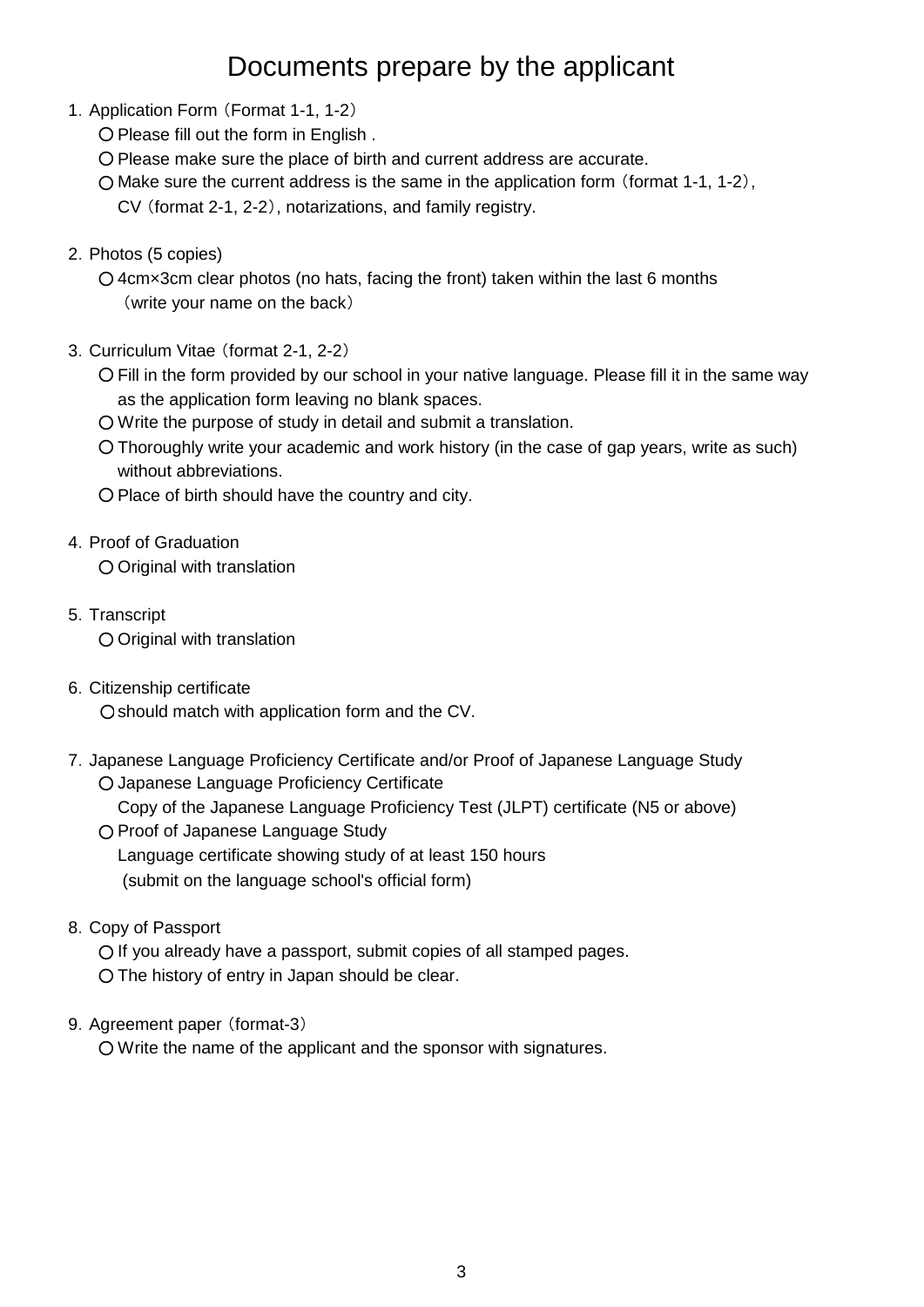# Documents prepare by the applicant

1. Application Form（Format 1-1, 1-2）
   - ○ Please fill out the form in English .
   - ○ Please make sure the place of birth and current address are accurate.
   - ○ Make sure the current address is the same in the application form（format 1-1, 1-2）, CV（format 2-1, 2-2）, notarizations, and family registry.

2. Photos (5 copies)
   - ○ 4cm×3cm clear photos (no hats, facing the front) taken within the last 6 months（write your name on the back）

3. Curriculum Vitae（format 2-1, 2-2）
   - ○ Fill in the form provided by our school in your native language. Please fill it in the same way as the application form leaving no blank spaces.
   - ○ Write the purpose of study in detail and submit a translation.
   - ○ Thoroughly write your academic and work history (in the case of gap years, write as such) without abbreviations.
   - ○ Place of birth should have the country and city.

4. Proof of Graduation
   - ○ Original with translation

5. Transcript
   - ○ Original with translation

6. Citizenship certificate
   - ○ should match with application form and the CV.

7. Japanese Language Proficiency Certificate and/or Proof of Japanese Language Study
   - ○ Japanese Language Proficiency Certificate
     Copy of the Japanese Language Proficiency Test (JLPT) certificate (N5 or above)
   - ○ Proof of Japanese Language Study
     Language certificate showing study of at least 150 hours
     (submit on the language school's official form)

8. Copy of Passport
   - ○ If you already have a passport, submit copies of all stamped pages.
   - ○ The history of entry in Japan should be clear.

9. Agreement paper（format-3）
   - ○ Write the name of the applicant and the sponsor with signatures.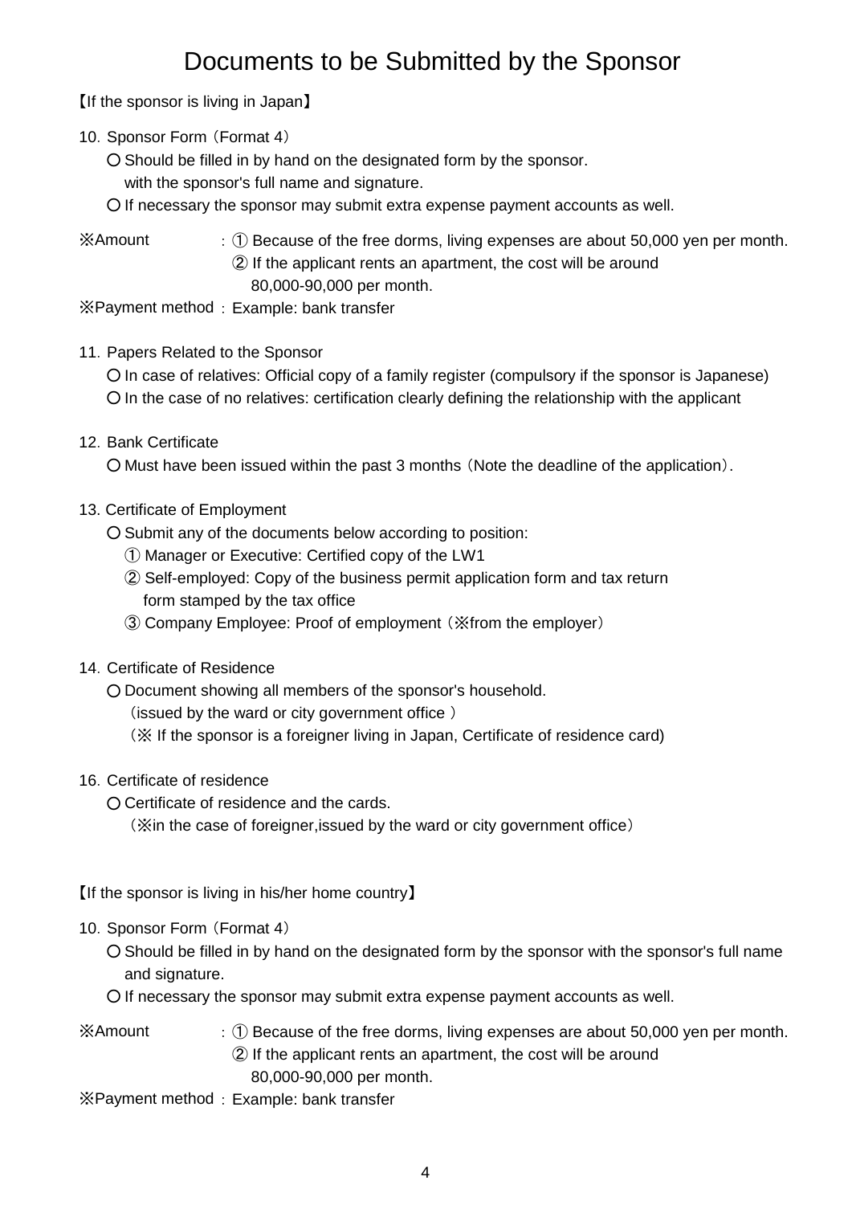# Documents to be Submitted by the Sponsor

【If the sponsor is living in Japan】

10. Sponsor Form（Format 4）
   - ○ Should be filled in by hand on the designated form by the sponsor. with the sponsor's full name and signature.
   - ○ If necessary the sponsor may submit extra expense payment accounts as well.

※Amount ：① Because of the free dorms, living expenses are about 50,000 yen per month.
② If the applicant rents an apartment, the cost will be around 80,000-90,000 per month.

※Payment method：Example: bank transfer

11. Papers Related to the Sponsor
   - ○ In case of relatives: Official copy of a family register (compulsory if the sponsor is Japanese)
   - ○ In the case of no relatives: certification clearly defining the relationship with the applicant

12. Bank Certificate
   - ○ Must have been issued within the past 3 months（Note the deadline of the application）.

13. Certificate of Employment
   - ○ Submit any of the documents below according to position:
     - ① Manager or Executive: Certified copy of the LW1
     - ② Self-employed: Copy of the business permit application form and tax return form stamped by the tax office
     - ③ Company Employee: Proof of employment（※from the employer）

14. Certificate of Residence
   - ○ Document showing all members of the sponsor's household.
     （issued by the ward or city government office ）
     （※ If the sponsor is a foreigner living in Japan, Certificate of residence card)

16. Certificate of residence
   - ○ Certificate of residence and the cards.
     （※in the case of foreigner,issued by the ward or city government office）

【If the sponsor is living in his/her home country】

10. Sponsor Form（Format 4）
   - ○ Should be filled in by hand on the designated form by the sponsor with the sponsor's full name and signature.
   - ○ If necessary the sponsor may submit extra expense payment accounts as well.

※Amount ：① Because of the free dorms, living expenses are about 50,000 yen per month.
② If the applicant rents an apartment, the cost will be around 80,000-90,000 per month.

※Payment method：Example: bank transfer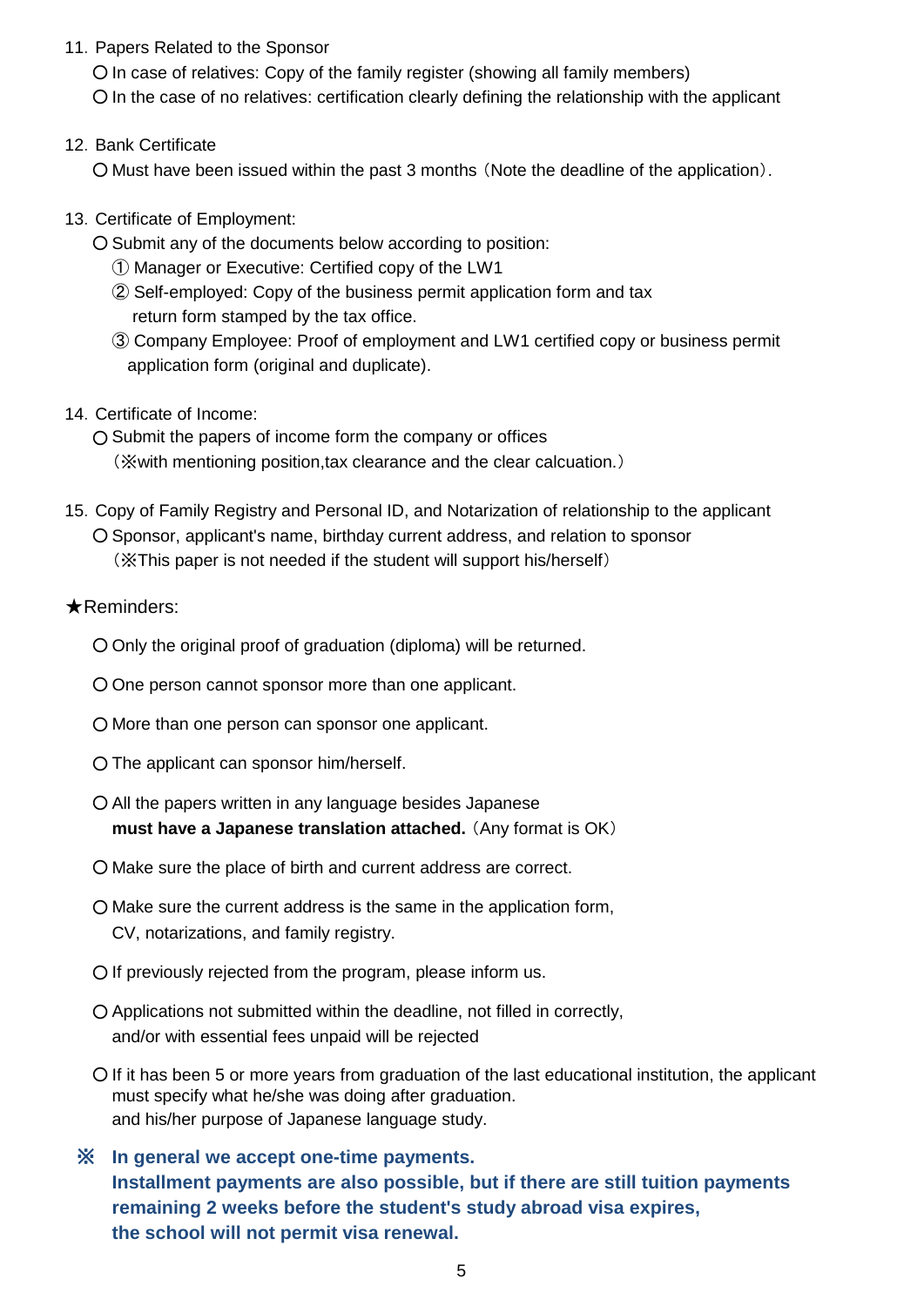11. Papers Related to the Sponsor
    - ○ In case of relatives: Copy of the family register (showing all family members)
    - ○ In the case of no relatives: certification clearly defining the relationship with the applicant

12. Bank Certificate
    - ○ Must have been issued within the past 3 months（Note the deadline of the application）.

13. Certificate of Employment:
    - ○ Submit any of the documents below according to position:
      - ① Manager or Executive: Certified copy of the LW1
      - ② Self-employed: Copy of the business permit application form and tax return form stamped by the tax office.
      - ③ Company Employee: Proof of employment and LW1 certified copy or business permit application form (original and duplicate).

14. Certificate of Income:
    - ○ Submit the papers of income form the company or offices（※with mentioning position,tax clearance and the clear calcuation.）

15. Copy of Family Registry and Personal ID, and Notarization of relationship to the applicant
    - ○ Sponsor, applicant's name, birthday current address, and relation to sponsor（※This paper is not needed if the student will support his/herself）

★Reminders:

- ○ Only the original proof of graduation (diploma) will be returned.
- ○ One person cannot sponsor more than one applicant.
- ○ More than one person can sponsor one applicant.
- ○ The applicant can sponsor him/herself.
- ○ All the papers written in any language besides Japanese **must have a Japanese translation attached.**（Any format is OK）
- ○ Make sure the place of birth and current address are correct.
- ○ Make sure the current address is the same in the application form, CV, notarizations, and family registry.
- ○ If previously rejected from the program, please inform us.
- ○ Applications not submitted within the deadline, not filled in correctly, and/or with essential fees unpaid will be rejected
- ○ If it has been 5 or more years from graduation of the last educational institution, the applicant must specify what he/she was doing after graduation. and his/her purpose of Japanese language study.

**※ In general we accept one-time payments. Installment payments are also possible, but if there are still tuition payments remaining 2 weeks before the student's study abroad visa expires, the school will not permit visa renewal.**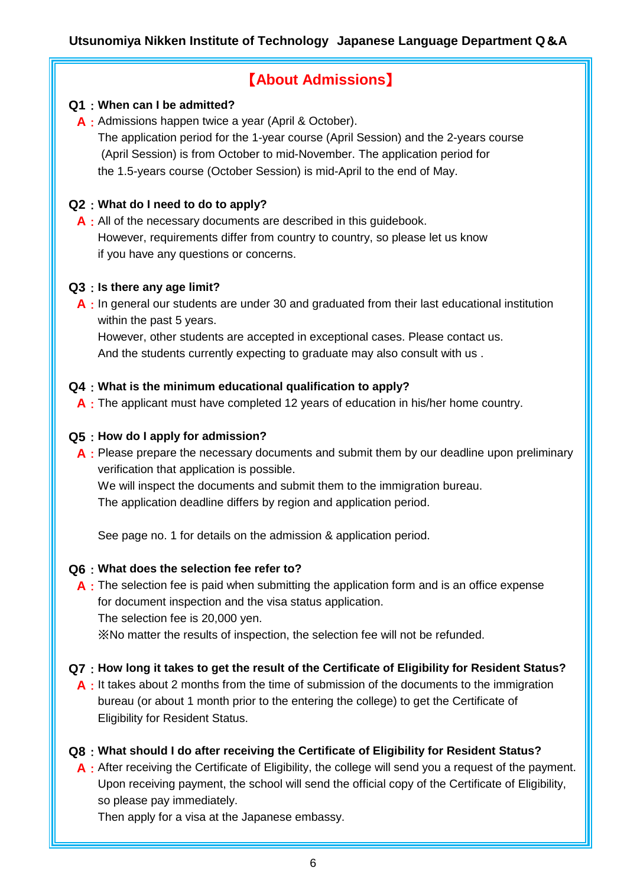## Utsunomiya Nikken Institute of Technology Japanese Language Department Q＆A

### 【About Admissions】

**Q1：When can I be admitted?**

**A：** Admissions happen twice a year (April & October).
The application period for the 1-year course (April Session) and the 2-years course (April Session) is from October to mid-November. The application period for the 1.5-years course (October Session) is mid-April to the end of May.

**Q2：What do I need to do to apply?**

**A：** All of the necessary documents are described in this guidebook.
However, requirements differ from country to country, so please let us know if you have any questions or concerns.

**Q3：Is there any age limit?**

**A：** In general our students are under 30 and graduated from their last educational institution within the past 5 years.
However, other students are accepted in exceptional cases. Please contact us.
And the students currently expecting to graduate may also consult with us .

**Q4：What is the minimum educational qualification to apply?**

**A：** The applicant must have completed 12 years of education in his/her home country.

**Q5：How do I apply for admission?**

**A：** Please prepare the necessary documents and submit them by our deadline upon preliminary verification that application is possible.
We will inspect the documents and submit them to the immigration bureau.
The application deadline differs by region and application period.

See page no. 1 for details on the admission & application period.

**Q6：What does the selection fee refer to?**

**A：** The selection fee is paid when submitting the application form and is an office expense for document inspection and the visa status application.
The selection fee is 20,000 yen.
※No matter the results of inspection, the selection fee will not be refunded.

**Q7：How long it takes to get the result of the Certificate of Eligibility for Resident Status?**

**A：** It takes about 2 months from the time of submission of the documents to the immigration bureau (or about 1 month prior to the entering the college) to get the Certificate of Eligibility for Resident Status.

**Q8：What should I do after receiving the Certificate of Eligibility for Resident Status?**

**A：** After receiving the Certificate of Eligibility, the college will send you a request of the payment.
Upon receiving payment, the school will send the official copy of the Certificate of Eligibility, so please pay immediately.
Then apply for a visa at the Japanese embassy.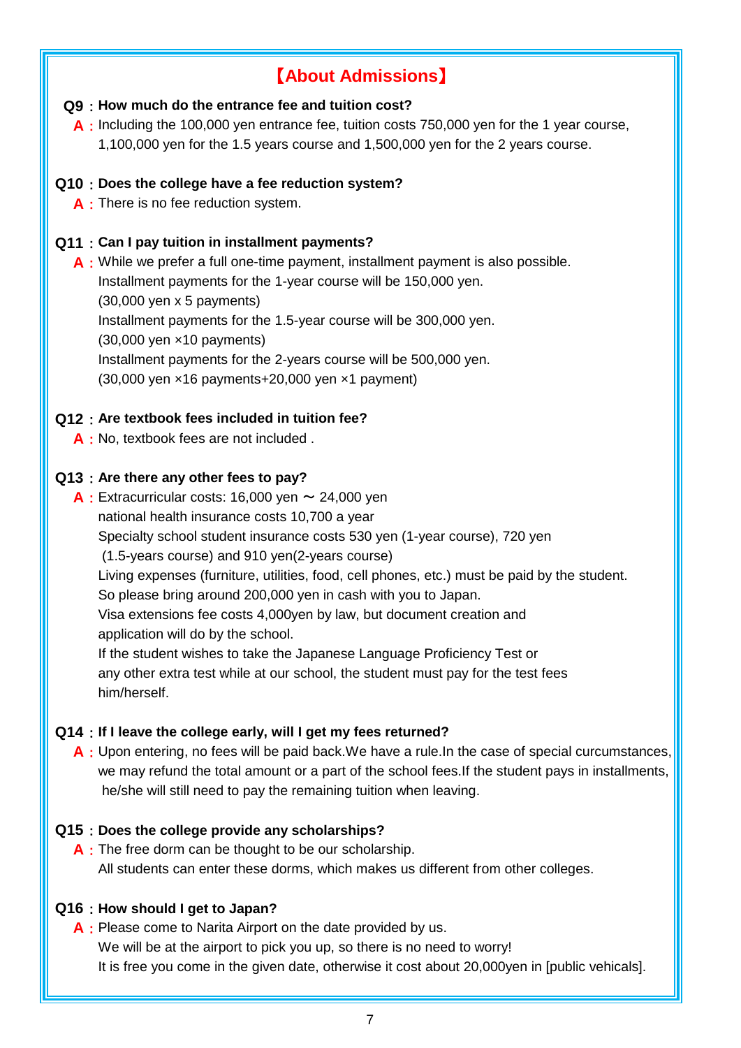## 【About Admissions】

**Q9：How much do the entrance fee and tuition cost?**

**A：** Including the 100,000 yen entrance fee, tuition costs 750,000 yen for the 1 year course, 1,100,000 yen for the 1.5 years course and 1,500,000 yen for the 2 years course.

**Q10：Does the college have a fee reduction system?**

**A：** There is no fee reduction system.

**Q11：Can I pay tuition in installment payments?**

**A：** While we prefer a full one-time payment, installment payment is also possible.
Installment payments for the 1-year course will be 150,000 yen.
(30,000 yen x 5 payments)
Installment payments for the 1.5-year course will be 300,000 yen.
(30,000 yen ×10 payments)
Installment payments for the 2-years course will be 500,000 yen.
(30,000 yen ×16 payments+20,000 yen ×1 payment)

**Q12：Are textbook fees included in tuition fee?**

**A：** No, textbook fees are not included .

**Q13：Are there any other fees to pay?**

**A：** Extracurricular costs: 16,000 yen ～ 24,000 yen
national health insurance costs 10,700 a year
Specialty school student insurance costs 530 yen (1-year course), 720 yen (1.5-years course) and 910 yen(2-years course)
Living expenses (furniture, utilities, food, cell phones, etc.) must be paid by the student.
So please bring around 200,000 yen in cash with you to Japan.
Visa extensions fee costs 4,000yen by law, but document creation and application will do by the school.
If the student wishes to take the Japanese Language Proficiency Test or any other extra test while at our school, the student must pay for the test fees him/herself.

**Q14：If I leave the college early, will I get my fees returned?**

**A：** Upon entering, no fees will be paid back.We have a rule.In the case of special curcumstances, we may refund the total amount or a part of the school fees.If the student pays in installments, he/she will still need to pay the remaining tuition when leaving.

**Q15：Does the college provide any scholarships?**

**A：** The free dorm can be thought to be our scholarship.
All students can enter these dorms, which makes us different from other colleges.

**Q16：How should I get to Japan?**

**A：** Please come to Narita Airport on the date provided by us.
We will be at the airport to pick you up, so there is no need to worry!
It is free you come in the given date, otherwise it cost about 20,000yen in [public vehicals].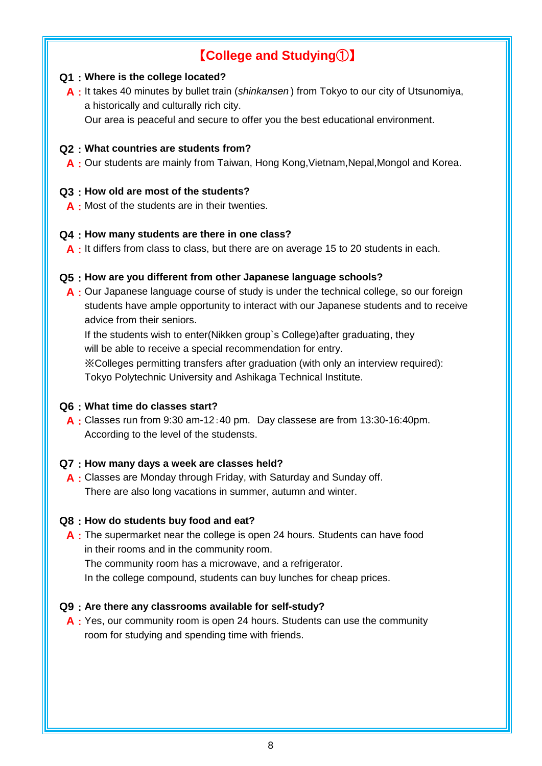# 【College and Studying①】

**Q1：Where is the college located?**

**A：** It takes 40 minutes by bullet train (*shinkansen*) from Tokyo to our city of Utsunomiya, a historically and culturally rich city.
Our area is peaceful and secure to offer you the best educational environment.

**Q2：What countries are students from?**

**A：** Our students are mainly from Taiwan, Hong Kong,Vietnam,Nepal,Mongol and Korea.

**Q3：How old are most of the students?**

**A：** Most of the students are in their twenties.

**Q4：How many students are there in one class?**

**A：** It differs from class to class, but there are on average 15 to 20 students in each.

**Q5：How are you different from other Japanese language schools?**

**A：** Our Japanese language course of study is under the technical college, so our foreign students have ample opportunity to interact with our Japanese students and to receive advice from their seniors.
If the students wish to enter(Nikken group`s College)after graduating, they will be able to receive a special recommendation for entry.
※Colleges permitting transfers after graduation (with only an interview required): Tokyo Polytechnic University and Ashikaga Technical Institute.

**Q6：What time do classes start?**

**A：** Classes run from 9:30 am-12：40 pm.  Day classese are from 13:30-16:40pm.
According to the level of the studensts.

**Q7：How many days a week are classes held?**

**A：** Classes are Monday through Friday, with Saturday and Sunday off.
There are also long vacations in summer, autumn and winter.

**Q8：How do students buy food and eat?**

**A：** The supermarket near the college is open 24 hours. Students can have food in their rooms and in the community room.
The community room has a microwave, and a refrigerator.
In the college compound, students can buy lunches for cheap prices.

**Q9：Are there any classrooms available for self-study?**

**A：** Yes, our community room is open 24 hours. Students can use the community room for studying and spending time with friends.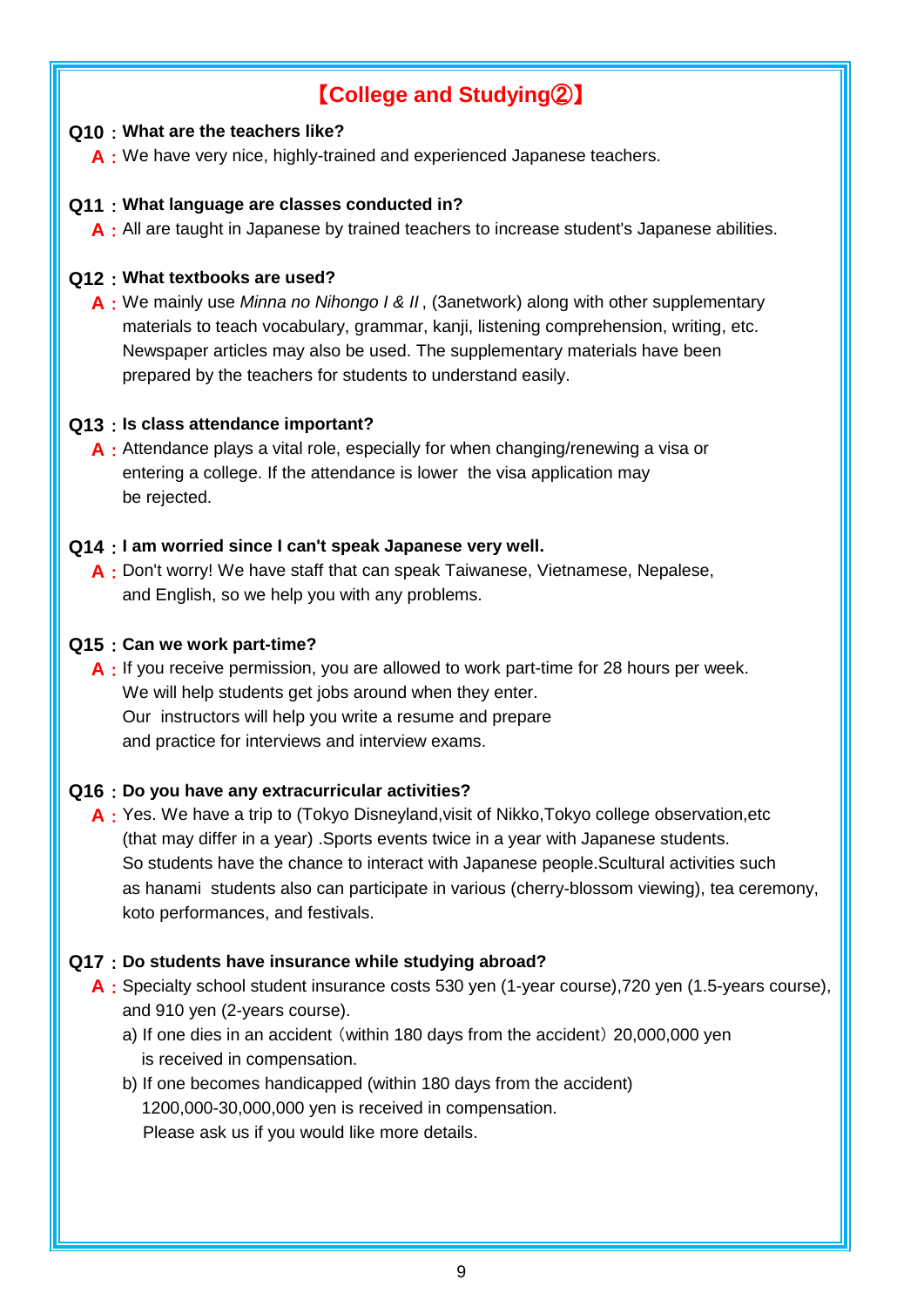# 【College and Studying②】

**Q10：What are the teachers like?**

A：We have very nice, highly-trained and experienced Japanese teachers.

**Q11：What language are classes conducted in?**

A：All are taught in Japanese by trained teachers to increase student's Japanese abilities.

**Q12：What textbooks are used?**

A：We mainly use *Minna no Nihongo I & II* , (3anetwork) along with other supplementary materials to teach vocabulary, grammar, kanji, listening comprehension, writing, etc. Newspaper articles may also be used. The supplementary materials have been prepared by the teachers for students to understand easily.

**Q13：Is class attendance important?**

A：Attendance plays a vital role, especially for when changing/renewing a visa or entering a college. If the attendance is lower the visa application may be rejected.

**Q14：I am worried since I can't speak Japanese very well.**

A：Don't worry! We have staff that can speak Taiwanese, Vietnamese, Nepalese, and English, so we help you with any problems.

**Q15：Can we work part-time?**

A：If you receive permission, you are allowed to work part-time for 28 hours per week. We will help students get jobs around when they enter. Our instructors will help you write a resume and prepare and practice for interviews and interview exams.

**Q16：Do you have any extracurricular activities?**

A：Yes. We have a trip to (Tokyo Disneyland,visit of Nikko,Tokyo college observation,etc (that may differ in a year) .Sports events twice in a year with Japanese students. So students have the chance to interact with Japanese people.Scultural activities such as hanami students also can participate in various (cherry-blossom viewing), tea ceremony, koto performances, and festivals.

**Q17：Do students have insurance while studying abroad?**

A：Specialty school student insurance costs 530 yen (1-year course),720 yen (1.5-years course), and 910 yen (2-years course).

a) If one dies in an accident（within 180 days from the accident）20,000,000 yen is received in compensation.

b) If one becomes handicapped (within 180 days from the accident) 1200,000-30,000,000 yen is received in compensation.
Please ask us if you would like more details.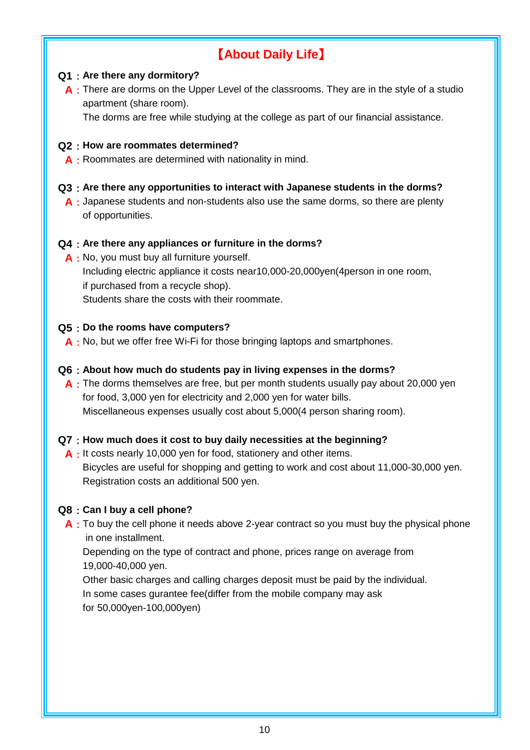# 【About Daily Life】

**Q1：Are there any dormitory?**

**A：** There are dorms on the Upper Level of the classrooms. They are in the style of a studio apartment (share room).
The dorms are free while studying at the college as part of our financial assistance.

**Q2：How are roommates determined?**

**A：** Roommates are determined with nationality in mind.

**Q3：Are there any opportunities to interact with Japanese students in the dorms?**

**A：** Japanese students and non-students also use the same dorms, so there are plenty of opportunities.

**Q4：Are there any appliances or furniture in the dorms?**

**A：** No, you must buy all furniture yourself.
Including electric appliance it costs near10,000-20,000yen(4person in one room, if purchased from a recycle shop).
Students share the costs with their roommate.

**Q5：Do the rooms have computers?**

**A：** No, but we offer free Wi-Fi for those bringing laptops and smartphones.

**Q6：About how much do students pay in living expenses in the dorms?**

**A：** The dorms themselves are free, but per month students usually pay about 20,000 yen for food, 3,000 yen for electricity and 2,000 yen for water bills.
Miscellaneous expenses usually cost about 5,000(4 person sharing room).

**Q7：How much does it cost to buy daily necessities at the beginning?**

**A：** It costs nearly 10,000 yen for food, stationery and other items.
Bicycles are useful for shopping and getting to work and cost about 11,000-30,000 yen.
Registration costs an additional 500 yen.

**Q8：Can I buy a cell phone?**

**A：** To buy the cell phone it needs above 2-year contract so you must buy the physical phone in one installment.
Depending on the type of contract and phone, prices range on average from 19,000-40,000 yen.
Other basic charges and calling charges deposit must be paid by the individual.
In some cases gurantee fee(differ from the mobile company may ask for 50,000yen-100,000yen)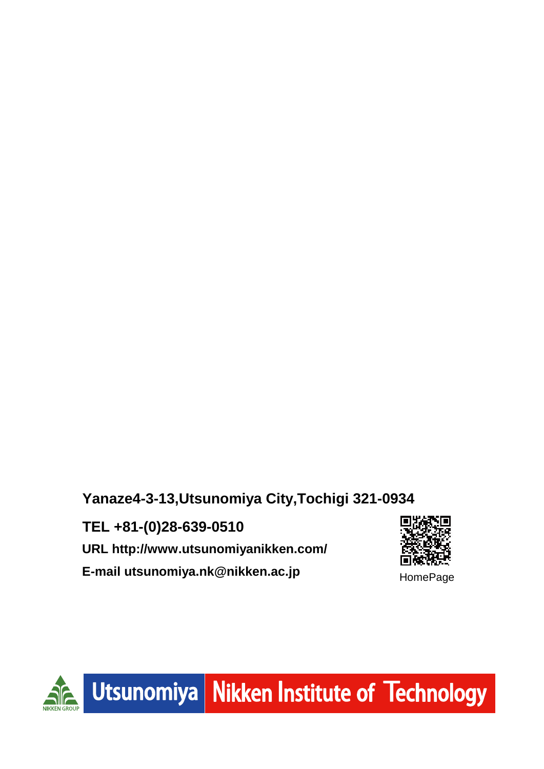**Yanaze4-3-13,Utsunomiya City,Tochigi 321-0934**

**TEL +81-(0)28-639-0510**

**URL http://www.utsunomiyanikken.com/**

**E-mail utsunomiya.nk@nikken.ac.jp**

HomePage

NIKKEN GROUP

Utsunomiya Nikken Institute of Technology